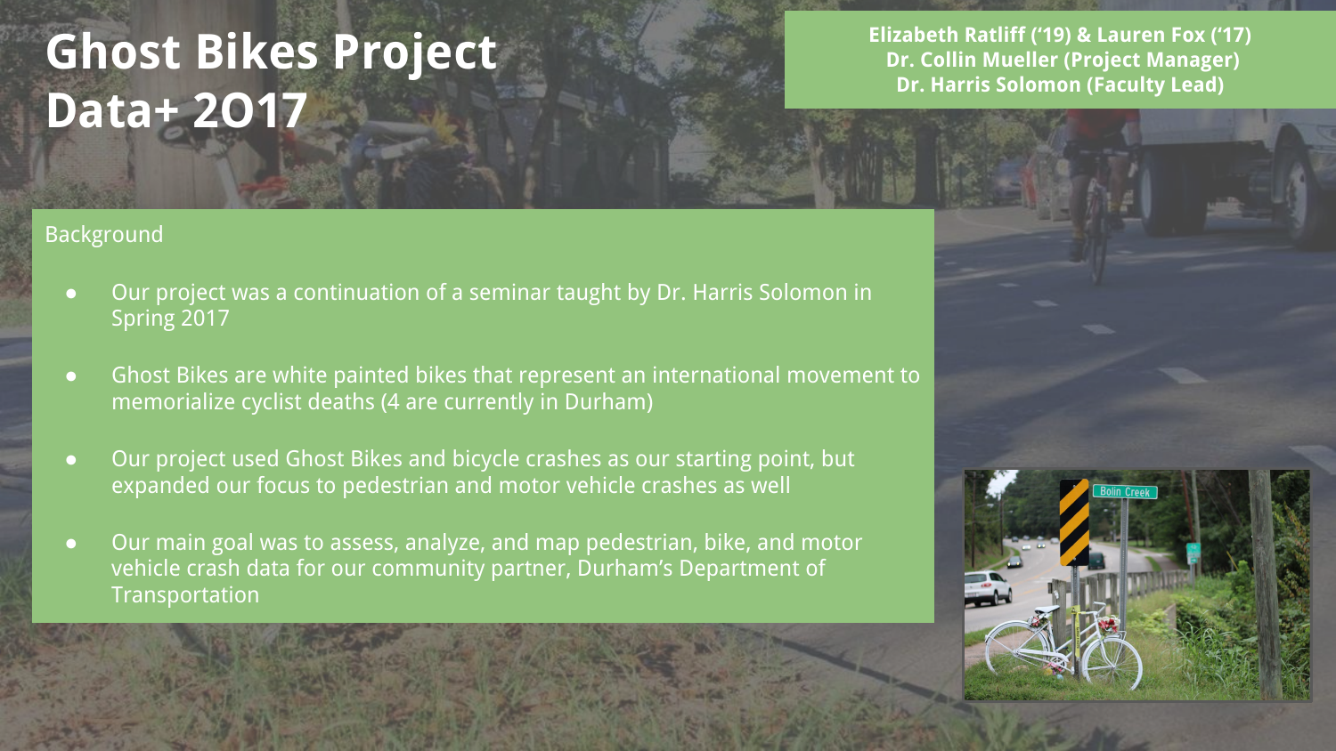# Ghost Bikes Project Data+ 2O17

**Elizabeth Ratliff ('19) & Lauren Fox ('17)**
**Dr. Collin Mueller (Project Manager)**
**Dr. Harris Solomon (Faculty Lead)**

## Background

- Our project was a continuation of a seminar taught by Dr. Harris Solomon in Spring 2017
- Ghost Bikes are white painted bikes that represent an international movement to memorialize cyclist deaths (4 are currently in Durham)
- Our project used Ghost Bikes and bicycle crashes as our starting point, but expanded our focus to pedestrian and motor vehicle crashes as well
- Our main goal was to assess, analyze, and map pedestrian, bike, and motor vehicle crash data for our community partner, Durham's Department of Transportation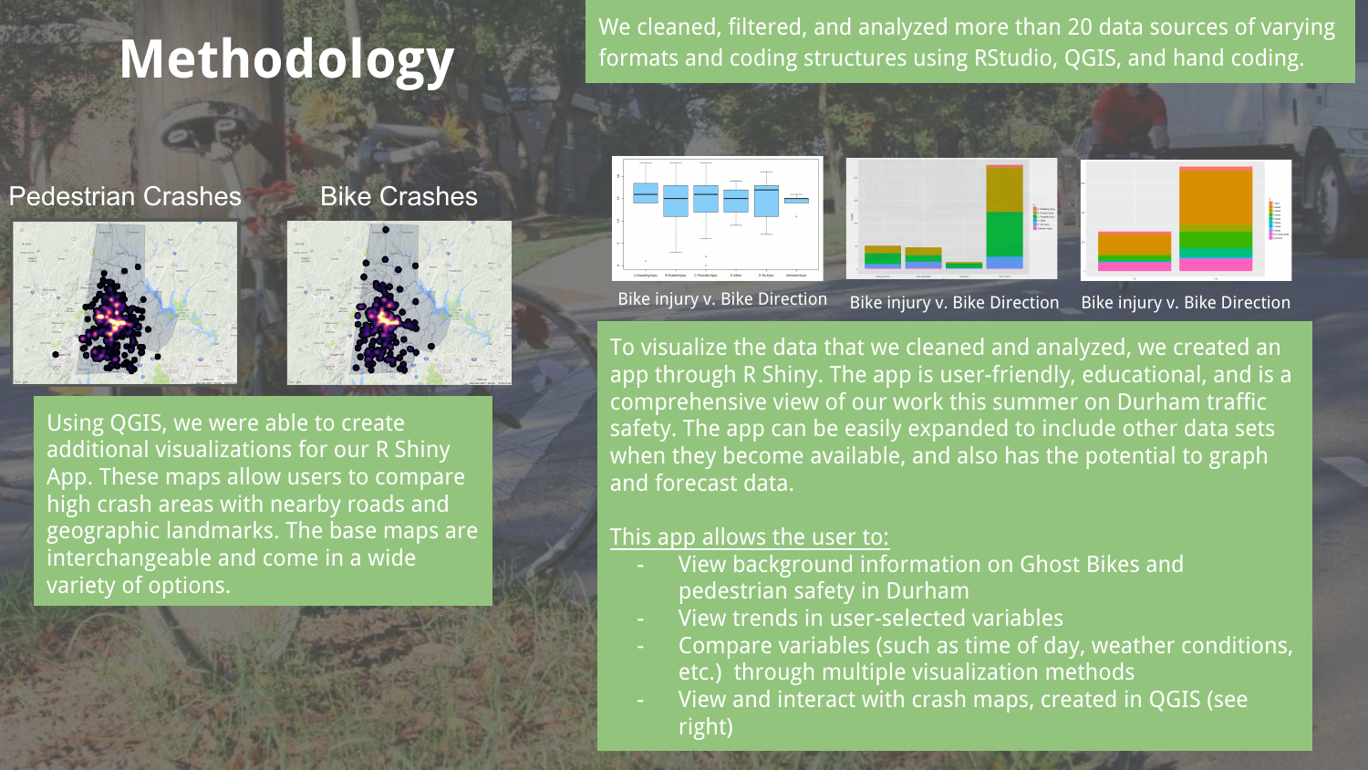# Methodology

We cleaned, filtered, and analyzed more than 20 data sources of varying formats and coding structures using RStudio, QGIS, and hand coding.

Pedestrian Crashes

Bike Crashes

Using QGIS, we were able to create additional visualizations for our R Shiny App. These maps allow users to compare high crash areas with nearby roads and geographic landmarks. The base maps are interchangeable and come in a wide variety of options.

Bike injury v. Bike Direction

Bike injury v. Bike Direction

Bike injury v. Bike Direction

To visualize the data that we cleaned and analyzed, we created an app through R Shiny. The app is user-friendly, educational, and is a comprehensive view of our work this summer on Durham traffic safety. The app can be easily expanded to include other data sets when they become available, and also has the potential to graph and forecast data.

This app allows the user to:

- View background information on Ghost Bikes and pedestrian safety in Durham
- View trends in user-selected variables
- Compare variables (such as time of day, weather conditions, etc.) through multiple visualization methods
- View and interact with crash maps, created in QGIS (see right)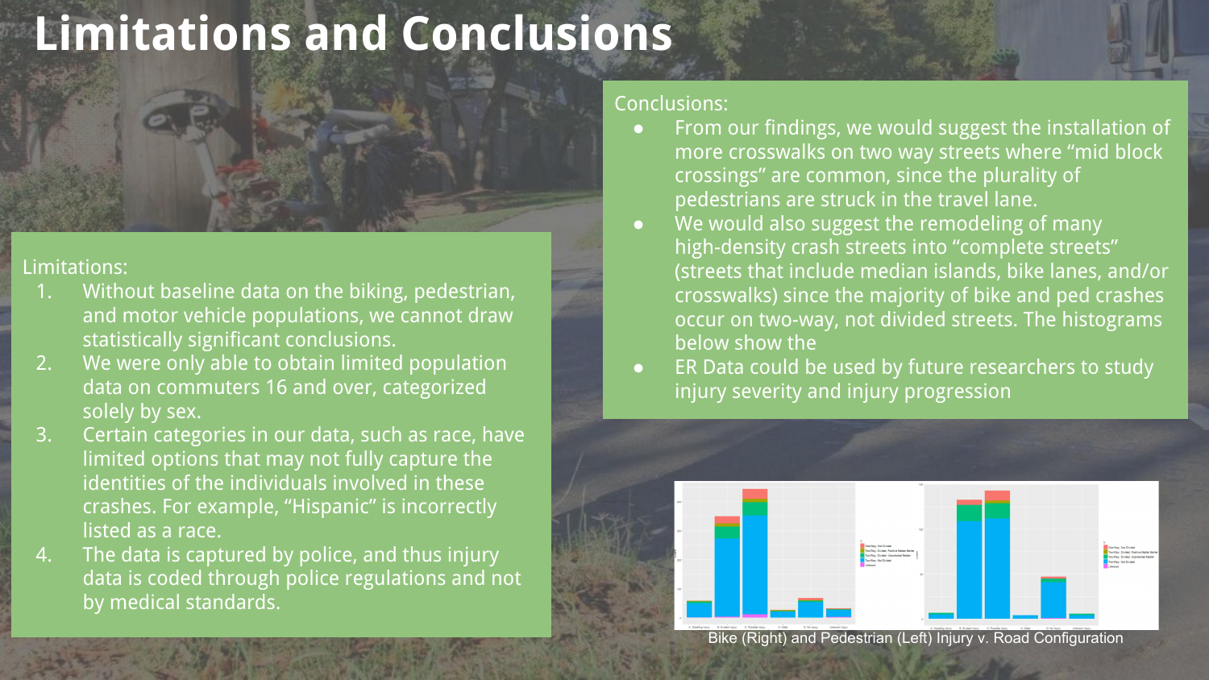# Limitations and Conclusions

Limitations:

1. Without baseline data on the biking, pedestrian, and motor vehicle populations, we cannot draw statistically significant conclusions.
2. We were only able to obtain limited population data on commuters 16 and over, categorized solely by sex.
3. Certain categories in our data, such as race, have limited options that may not fully capture the identities of the individuals involved in these crashes. For example, "Hispanic" is incorrectly listed as a race.
4. The data is captured by police, and thus injury data is coded through police regulations and not by medical standards.

Conclusions:

- From our findings, we would suggest the installation of more crosswalks on two way streets where "mid block crossings" are common, since the plurality of pedestrians are struck in the travel lane.
- We would also suggest the remodeling of many high-density crash streets into "complete streets" (streets that include median islands, bike lanes, and/or crosswalks) since the majority of bike and ped crashes occur on two-way, not divided streets. The histograms below show the
- ER Data could be used by future researchers to study injury severity and injury progression

Bike (Right) and Pedestrian (Left) Injury v. Road Configuration